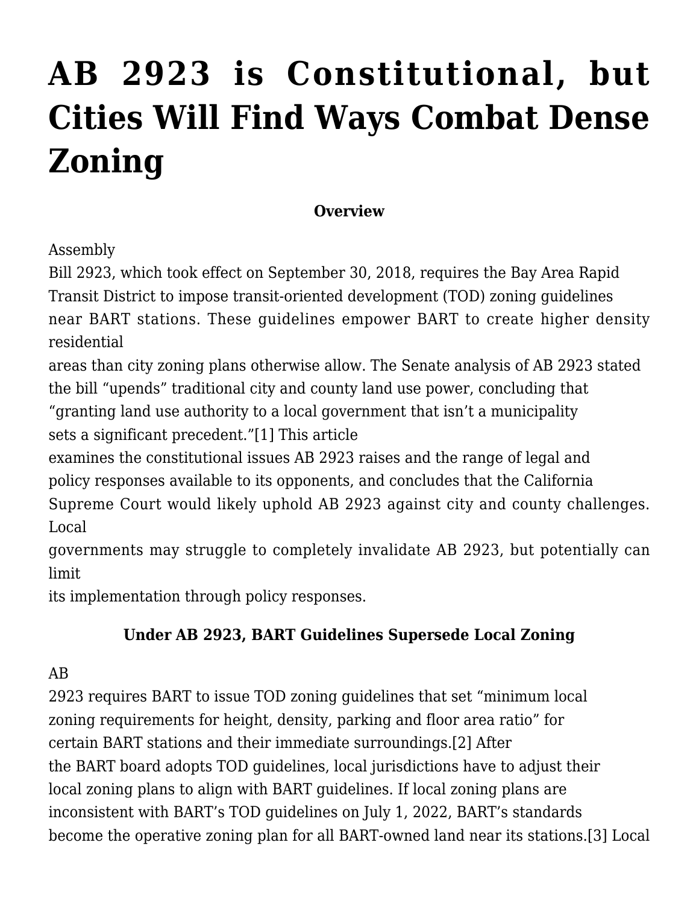# AB 2923 is Constitutional, but Cities Will Find Ways Combat Dense Zoning

**Overview**

Assembly Bill 2923, which took effect on September 30, 2018, requires the Bay Area Rapid Transit District to impose transit-oriented development (TOD) zoning guidelines near BART stations. These guidelines empower BART to create higher density residential areas than city zoning plans otherwise allow. The Senate analysis of AB 2923 stated the bill "upends" traditional city and county land use power, concluding that "granting land use authority to a local government that isn't a municipality sets a significant precedent."[1] This article examines the constitutional issues AB 2923 raises and the range of legal and policy responses available to its opponents, and concludes that the California Supreme Court would likely uphold AB 2923 against city and county challenges. Local governments may struggle to completely invalidate AB 2923, but potentially can limit its implementation through policy responses.

**Under AB 2923, BART Guidelines Supersede Local Zoning**

AB 2923 requires BART to issue TOD zoning guidelines that set "minimum local zoning requirements for height, density, parking and floor area ratio" for certain BART stations and their immediate surroundings.[2] After the BART board adopts TOD guidelines, local jurisdictions have to adjust their local zoning plans to align with BART guidelines. If local zoning plans are inconsistent with BART's TOD guidelines on July 1, 2022, BART's standards become the operative zoning plan for all BART-owned land near its stations.[3] Local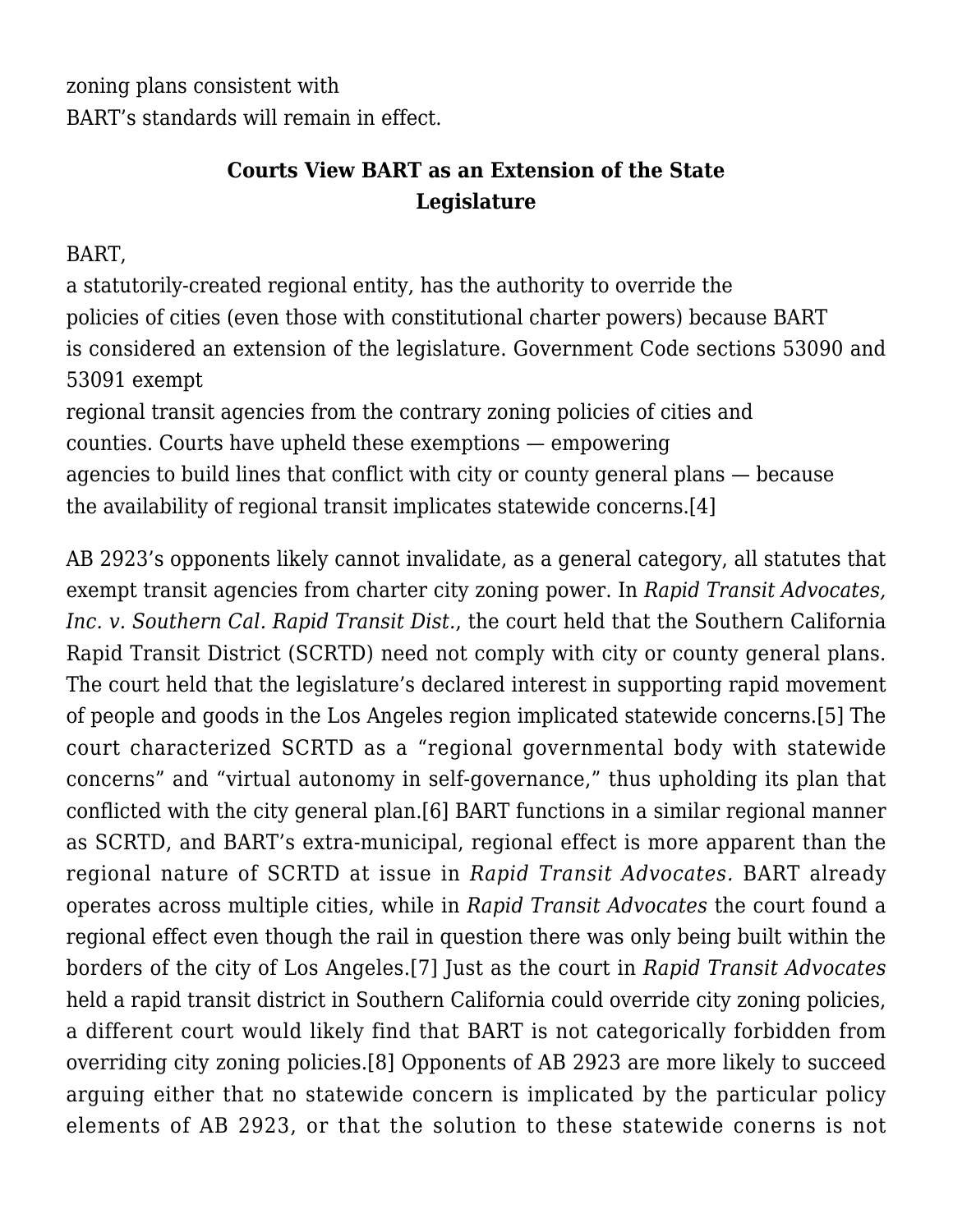zoning plans consistent with BART's standards will remain in effect.

## Courts View BART as an Extension of the State Legislature

BART, a statutorily-created regional entity, has the authority to override the policies of cities (even those with constitutional charter powers) because BART is considered an extension of the legislature. Government Code sections 53090 and 53091 exempt regional transit agencies from the contrary zoning policies of cities and counties. Courts have upheld these exemptions — empowering agencies to build lines that conflict with city or county general plans — because the availability of regional transit implicates statewide concerns.[4]

AB 2923's opponents likely cannot invalidate, as a general category, all statutes that exempt transit agencies from charter city zoning power. In *Rapid Transit Advocates, Inc. v. Southern Cal. Rapid Transit Dist.*, the court held that the Southern California Rapid Transit District (SCRTD) need not comply with city or county general plans. The court held that the legislature's declared interest in supporting rapid movement of people and goods in the Los Angeles region implicated statewide concerns.[5] The court characterized SCRTD as a "regional governmental body with statewide concerns" and "virtual autonomy in self-governance," thus upholding its plan that conflicted with the city general plan.[6] BART functions in a similar regional manner as SCRTD, and BART's extra-municipal, regional effect is more apparent than the regional nature of SCRTD at issue in *Rapid Transit Advocates*. BART already operates across multiple cities, while in *Rapid Transit Advocates* the court found a regional effect even though the rail in question there was only being built within the borders of the city of Los Angeles.[7] Just as the court in *Rapid Transit Advocates* held a rapid transit district in Southern California could override city zoning policies, a different court would likely find that BART is not categorically forbidden from overriding city zoning policies.[8] Opponents of AB 2923 are more likely to succeed arguing either that no statewide concern is implicated by the particular policy elements of AB 2923, or that the solution to these statewide conerns is not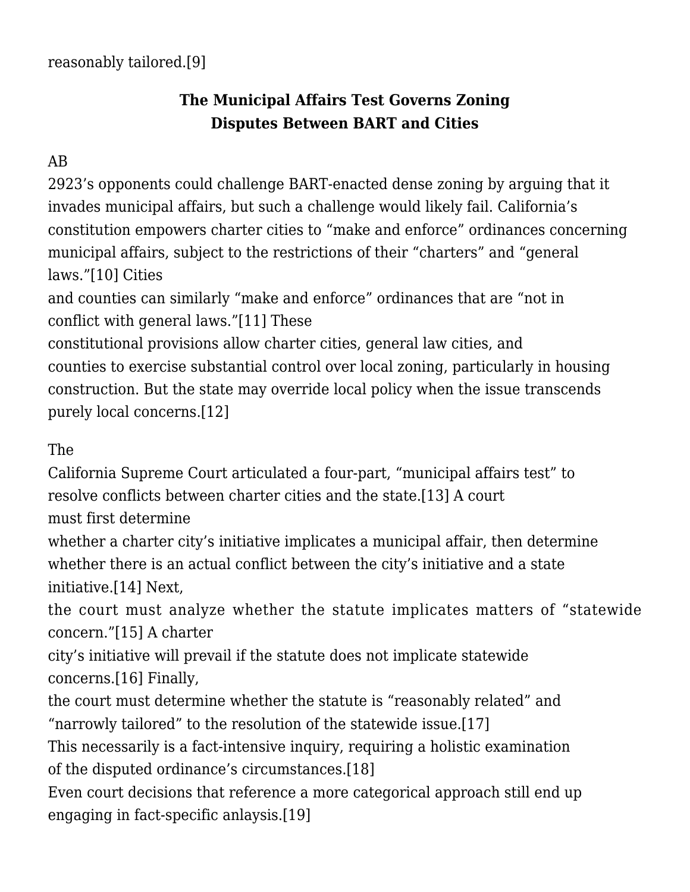reasonably tailored.[9]

## The Municipal Affairs Test Governs Zoning Disputes Between BART and Cities

AB 2923's opponents could challenge BART-enacted dense zoning by arguing that it invades municipal affairs, but such a challenge would likely fail. California's constitution empowers charter cities to "make and enforce" ordinances concerning municipal affairs, subject to the restrictions of their "charters" and "general laws."[10] Cities and counties can similarly "make and enforce" ordinances that are "not in conflict with general laws."[11] These constitutional provisions allow charter cities, general law cities, and counties to exercise substantial control over local zoning, particularly in housing construction. But the state may override local policy when the issue transcends purely local concerns.[12]

The California Supreme Court articulated a four-part, "municipal affairs test" to resolve conflicts between charter cities and the state.[13] A court must first determine whether a charter city's initiative implicates a municipal affair, then determine whether there is an actual conflict between the city's initiative and a state initiative.[14] Next, the court must analyze whether the statute implicates matters of "statewide concern."[15] A charter city's initiative will prevail if the statute does not implicate statewide concerns.[16] Finally, the court must determine whether the statute is "reasonably related" and "narrowly tailored" to the resolution of the statewide issue.[17] This necessarily is a fact-intensive inquiry, requiring a holistic examination of the disputed ordinance's circumstances.[18] Even court decisions that reference a more categorical approach still end up engaging in fact-specific anlaysis.[19]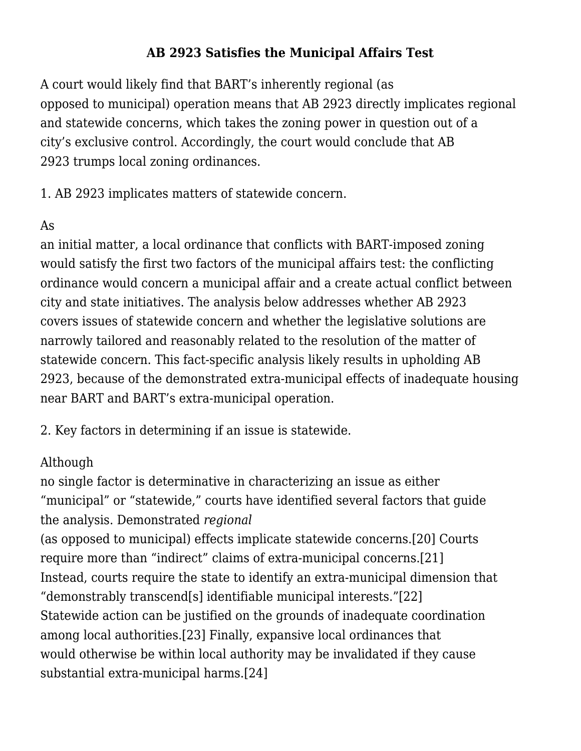## AB 2923 Satisfies the Municipal Affairs Test

A court would likely find that BART's inherently regional (as opposed to municipal) operation means that AB 2923 directly implicates regional and statewide concerns, which takes the zoning power in question out of a city's exclusive control. Accordingly, the court would conclude that AB 2923 trumps local zoning ordinances.

1. AB 2923 implicates matters of statewide concern.

As an initial matter, a local ordinance that conflicts with BART-imposed zoning would satisfy the first two factors of the municipal affairs test: the conflicting ordinance would concern a municipal affair and a create actual conflict between city and state initiatives. The analysis below addresses whether AB 2923 covers issues of statewide concern and whether the legislative solutions are narrowly tailored and reasonably related to the resolution of the matter of statewide concern. This fact-specific analysis likely results in upholding AB 2923, because of the demonstrated extra-municipal effects of inadequate housing near BART and BART's extra-municipal operation.

2. Key factors in determining if an issue is statewide.

Although no single factor is determinative in characterizing an issue as either "municipal" or "statewide," courts have identified several factors that guide the analysis. Demonstrated *regional* (as opposed to municipal) effects implicate statewide concerns.[20] Courts require more than "indirect" claims of extra-municipal concerns.[21] Instead, courts require the state to identify an extra-municipal dimension that "demonstrably transcend[s] identifiable municipal interests."[22] Statewide action can be justified on the grounds of inadequate coordination among local authorities.[23] Finally, expansive local ordinances that would otherwise be within local authority may be invalidated if they cause substantial extra-municipal harms.[24]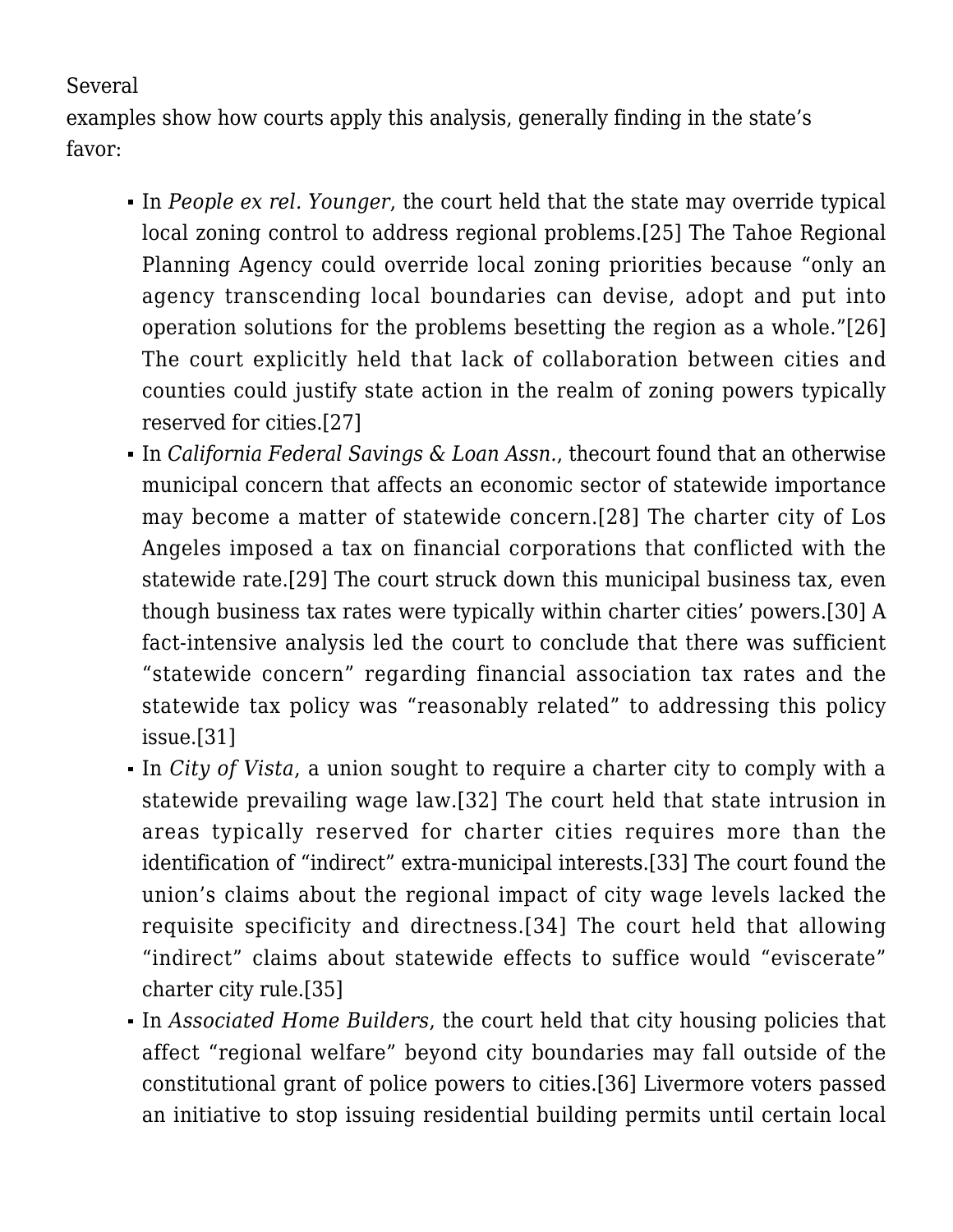Several examples show how courts apply this analysis, generally finding in the state's favor:

- In *People ex rel. Younger*, the court held that the state may override typical local zoning control to address regional problems.[25] The Tahoe Regional Planning Agency could override local zoning priorities because "only an agency transcending local boundaries can devise, adopt and put into operation solutions for the problems besetting the region as a whole."[26] The court explicitly held that lack of collaboration between cities and counties could justify state action in the realm of zoning powers typically reserved for cities.[27]
- In *California Federal Savings & Loan Assn.*, thecourt found that an otherwise municipal concern that affects an economic sector of statewide importance may become a matter of statewide concern.[28] The charter city of Los Angeles imposed a tax on financial corporations that conflicted with the statewide rate.[29] The court struck down this municipal business tax, even though business tax rates were typically within charter cities' powers.[30] A fact-intensive analysis led the court to conclude that there was sufficient "statewide concern" regarding financial association tax rates and the statewide tax policy was "reasonably related" to addressing this policy issue.[31]
- In *City of Vista*, a union sought to require a charter city to comply with a statewide prevailing wage law.[32] The court held that state intrusion in areas typically reserved for charter cities requires more than the identification of "indirect" extra-municipal interests.[33] The court found the union's claims about the regional impact of city wage levels lacked the requisite specificity and directness.[34] The court held that allowing "indirect" claims about statewide effects to suffice would "eviscerate" charter city rule.[35]
- In *Associated Home Builders*, the court held that city housing policies that affect "regional welfare" beyond city boundaries may fall outside of the constitutional grant of police powers to cities.[36] Livermore voters passed an initiative to stop issuing residential building permits until certain local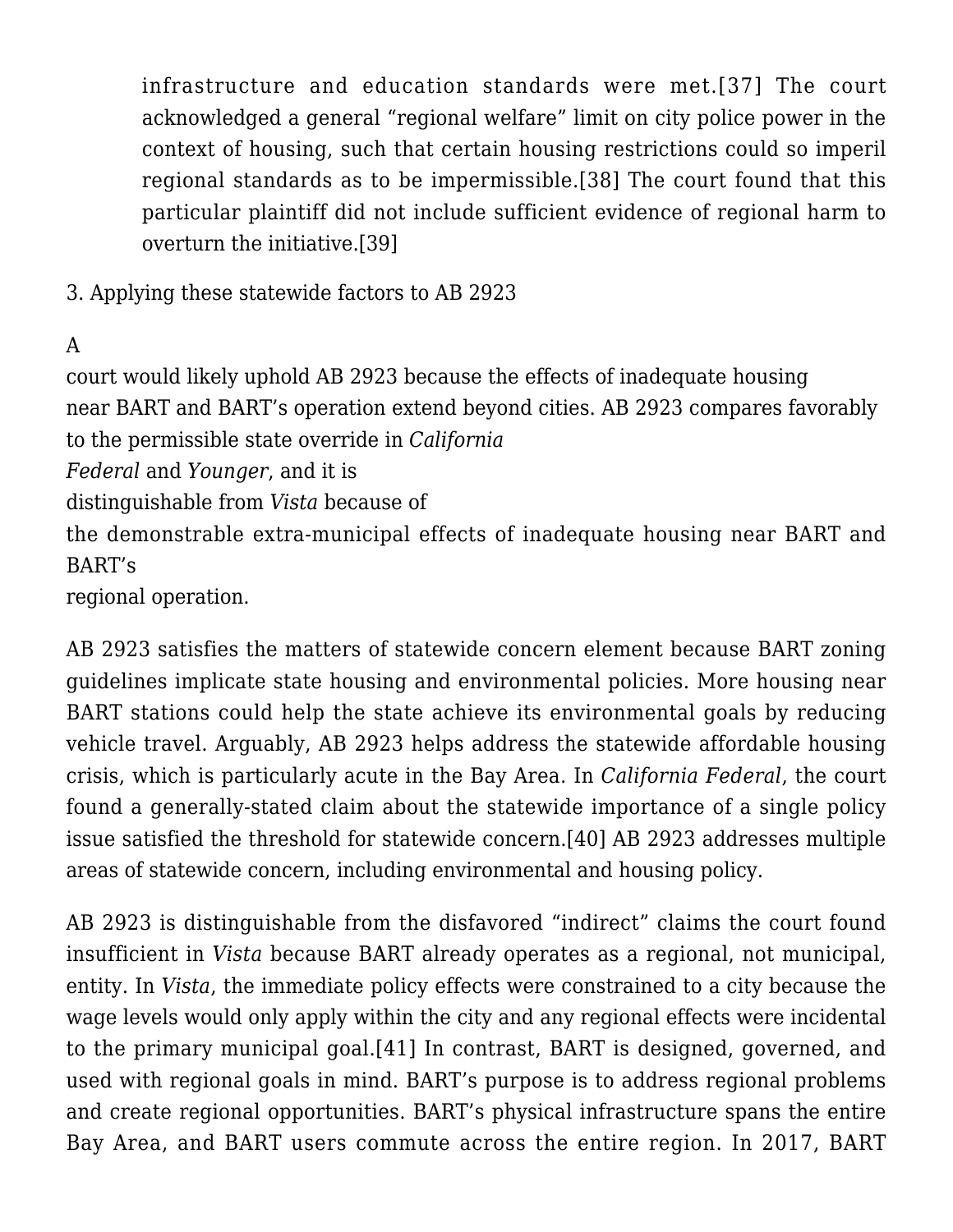> infrastructure and education standards were met.[37] The court acknowledged a general "regional welfare" limit on city police power in the context of housing, such that certain housing restrictions could so imperil regional standards as to be impermissible.[38] The court found that this particular plaintiff did not include sufficient evidence of regional harm to overturn the initiative.[39]

3. Applying these statewide factors to AB 2923

A court would likely uphold AB 2923 because the effects of inadequate housing near BART and BART's operation extend beyond cities. AB 2923 compares favorably to the permissible state override in *California Federal* and *Younger*, and it is distinguishable from *Vista* because of the demonstrable extra-municipal effects of inadequate housing near BART and BART's regional operation.

AB 2923 satisfies the matters of statewide concern element because BART zoning guidelines implicate state housing and environmental policies. More housing near BART stations could help the state achieve its environmental goals by reducing vehicle travel. Arguably, AB 2923 helps address the statewide affordable housing crisis, which is particularly acute in the Bay Area. In *California Federal*, the court found a generally-stated claim about the statewide importance of a single policy issue satisfied the threshold for statewide concern.[40] AB 2923 addresses multiple areas of statewide concern, including environmental and housing policy.

AB 2923 is distinguishable from the disfavored "indirect" claims the court found insufficient in *Vista* because BART already operates as a regional, not municipal, entity. In *Vista*, the immediate policy effects were constrained to a city because the wage levels would only apply within the city and any regional effects were incidental to the primary municipal goal.[41] In contrast, BART is designed, governed, and used with regional goals in mind. BART's purpose is to address regional problems and create regional opportunities. BART's physical infrastructure spans the entire Bay Area, and BART users commute across the entire region. In 2017, BART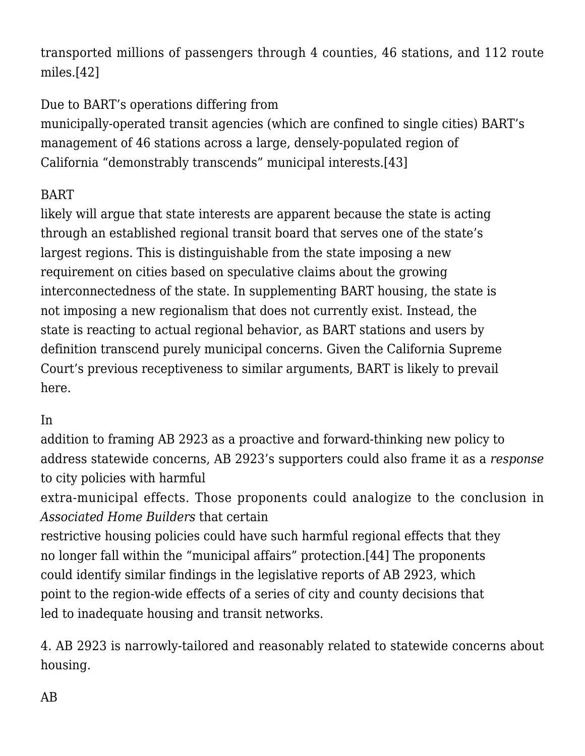transported millions of passengers through 4 counties, 46 stations, and 112 route miles.[42]

Due to BART's operations differing from municipally-operated transit agencies (which are confined to single cities) BART's management of 46 stations across a large, densely-populated region of California "demonstrably transcends" municipal interests.[43]

BART likely will argue that state interests are apparent because the state is acting through an established regional transit board that serves one of the state's largest regions. This is distinguishable from the state imposing a new requirement on cities based on speculative claims about the growing interconnectedness of the state. In supplementing BART housing, the state is not imposing a new regionalism that does not currently exist. Instead, the state is reacting to actual regional behavior, as BART stations and users by definition transcend purely municipal concerns. Given the California Supreme Court's previous receptiveness to similar arguments, BART is likely to prevail here.

In addition to framing AB 2923 as a proactive and forward-thinking new policy to address statewide concerns, AB 2923's supporters could also frame it as a *response* to city policies with harmful extra-municipal effects. Those proponents could analogize to the conclusion in *Associated Home Builders* that certain restrictive housing policies could have such harmful regional effects that they no longer fall within the "municipal affairs" protection.[44] The proponents could identify similar findings in the legislative reports of AB 2923, which point to the region-wide effects of a series of city and county decisions that led to inadequate housing and transit networks.

4. AB 2923 is narrowly-tailored and reasonably related to statewide concerns about housing.

AB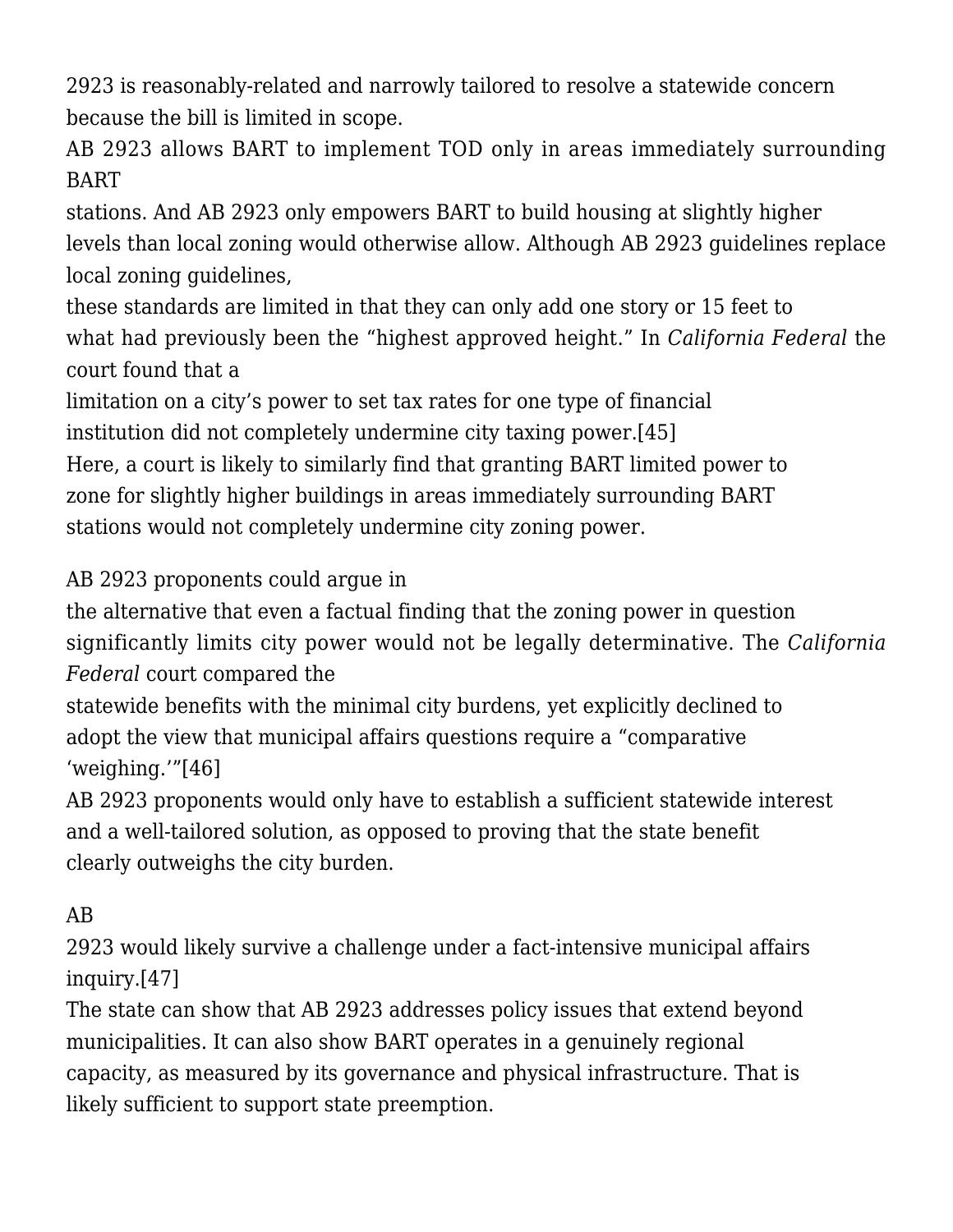2923 is reasonably-related and narrowly tailored to resolve a statewide concern because the bill is limited in scope.

AB 2923 allows BART to implement TOD only in areas immediately surrounding BART stations. And AB 2923 only empowers BART to build housing at slightly higher levels than local zoning would otherwise allow. Although AB 2923 guidelines replace local zoning guidelines, these standards are limited in that they can only add one story or 15 feet to what had previously been the "highest approved height." In *California Federal* the court found that a limitation on a city's power to set tax rates for one type of financial institution did not completely undermine city taxing power.[45] Here, a court is likely to similarly find that granting BART limited power to zone for slightly higher buildings in areas immediately surrounding BART stations would not completely undermine city zoning power.

AB 2923 proponents could argue in the alternative that even a factual finding that the zoning power in question significantly limits city power would not be legally determinative. The *California Federal* court compared the statewide benefits with the minimal city burdens, yet explicitly declined to adopt the view that municipal affairs questions require a "comparative 'weighing.'"[46] AB 2923 proponents would only have to establish a sufficient statewide interest and a well-tailored solution, as opposed to proving that the state benefit clearly outweighs the city burden.

AB 2923 would likely survive a challenge under a fact-intensive municipal affairs inquiry.[47] The state can show that AB 2923 addresses policy issues that extend beyond municipalities. It can also show BART operates in a genuinely regional capacity, as measured by its governance and physical infrastructure. That is likely sufficient to support state preemption.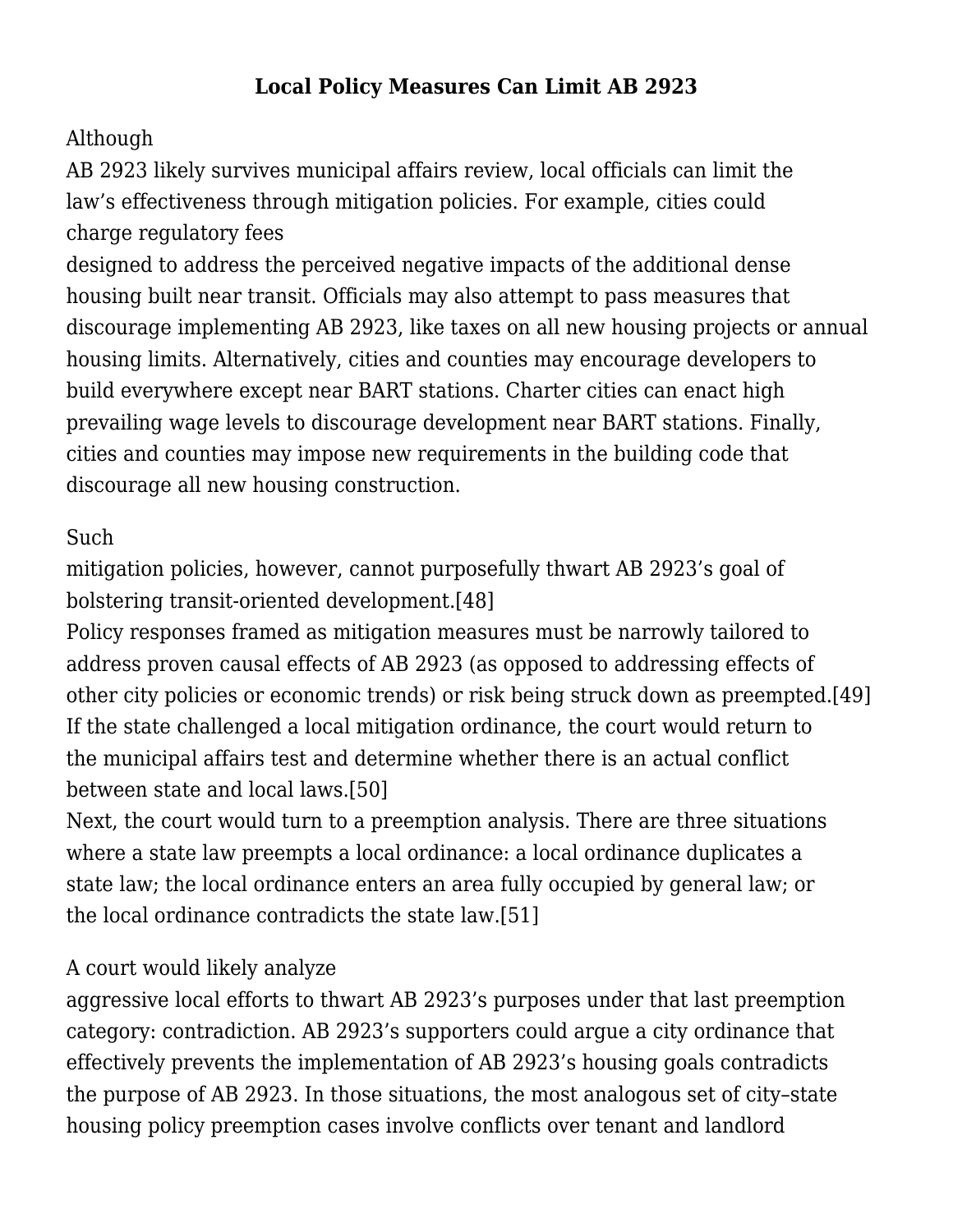## Local Policy Measures Can Limit AB 2923

Although AB 2923 likely survives municipal affairs review, local officials can limit the law's effectiveness through mitigation policies. For example, cities could charge regulatory fees designed to address the perceived negative impacts of the additional dense housing built near transit. Officials may also attempt to pass measures that discourage implementing AB 2923, like taxes on all new housing projects or annual housing limits. Alternatively, cities and counties may encourage developers to build everywhere except near BART stations. Charter cities can enact high prevailing wage levels to discourage development near BART stations. Finally, cities and counties may impose new requirements in the building code that discourage all new housing construction.

Such mitigation policies, however, cannot purposefully thwart AB 2923's goal of bolstering transit-oriented development.[48] Policy responses framed as mitigation measures must be narrowly tailored to address proven causal effects of AB 2923 (as opposed to addressing effects of other city policies or economic trends) or risk being struck down as preempted.[49] If the state challenged a local mitigation ordinance, the court would return to the municipal affairs test and determine whether there is an actual conflict between state and local laws.[50] Next, the court would turn to a preemption analysis. There are three situations where a state law preempts a local ordinance: a local ordinance duplicates a state law; the local ordinance enters an area fully occupied by general law; or the local ordinance contradicts the state law.[51]

A court would likely analyze aggressive local efforts to thwart AB 2923's purposes under that last preemption category: contradiction. AB 2923's supporters could argue a city ordinance that effectively prevents the implementation of AB 2923's housing goals contradicts the purpose of AB 2923. In those situations, the most analogous set of city–state housing policy preemption cases involve conflicts over tenant and landlord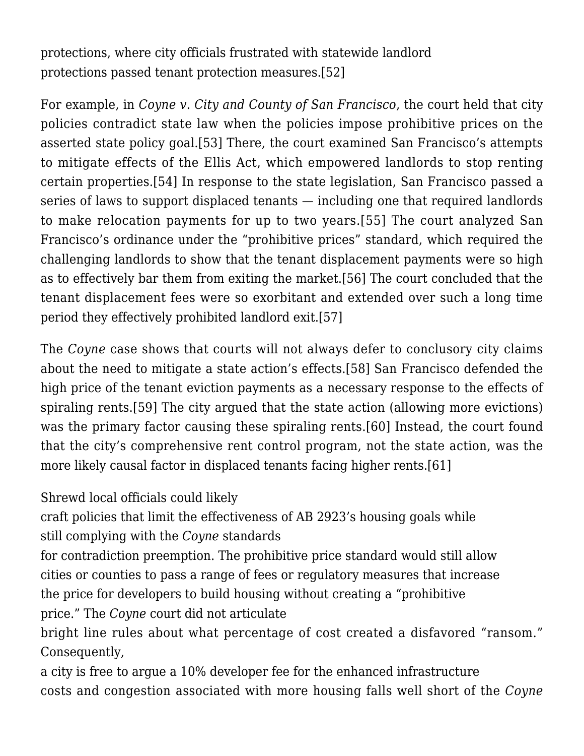protections, where city officials frustrated with statewide landlord protections passed tenant protection measures.[52]

For example, in *Coyne v. City and County of San Francisco*, the court held that city policies contradict state law when the policies impose prohibitive prices on the asserted state policy goal.[53] There, the court examined San Francisco's attempts to mitigate effects of the Ellis Act, which empowered landlords to stop renting certain properties.[54] In response to the state legislation, San Francisco passed a series of laws to support displaced tenants — including one that required landlords to make relocation payments for up to two years.[55] The court analyzed San Francisco's ordinance under the "prohibitive prices" standard, which required the challenging landlords to show that the tenant displacement payments were so high as to effectively bar them from exiting the market.[56] The court concluded that the tenant displacement fees were so exorbitant and extended over such a long time period they effectively prohibited landlord exit.[57]

The *Coyne* case shows that courts will not always defer to conclusory city claims about the need to mitigate a state action's effects.[58] San Francisco defended the high price of the tenant eviction payments as a necessary response to the effects of spiraling rents.[59] The city argued that the state action (allowing more evictions) was the primary factor causing these spiraling rents.[60] Instead, the court found that the city's comprehensive rent control program, not the state action, was the more likely causal factor in displaced tenants facing higher rents.[61]

Shrewd local officials could likely craft policies that limit the effectiveness of AB 2923's housing goals while still complying with the *Coyne* standards for contradiction preemption. The prohibitive price standard would still allow cities or counties to pass a range of fees or regulatory measures that increase the price for developers to build housing without creating a "prohibitive price." The *Coyne* court did not articulate bright line rules about what percentage of cost created a disfavored "ransom." Consequently, a city is free to argue a 10% developer fee for the enhanced infrastructure costs and congestion associated with more housing falls well short of the *Coyne*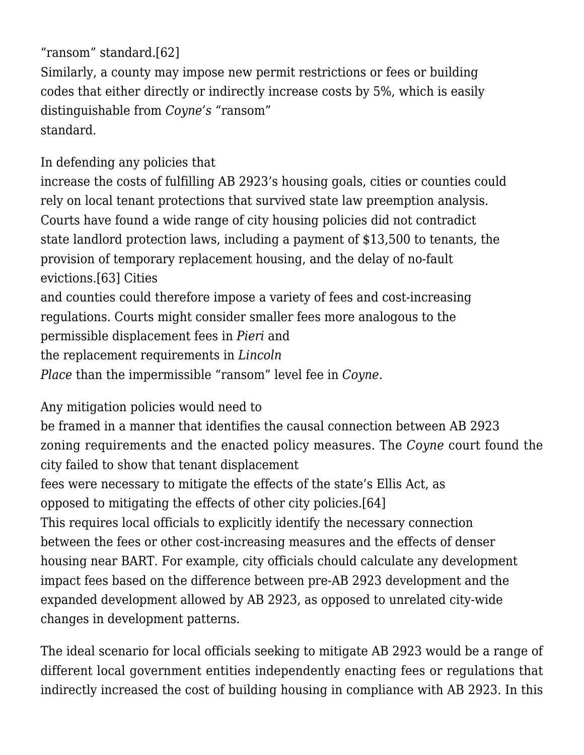"ransom" standard.[62]
Similarly, a county may impose new permit restrictions or fees or building codes that either directly or indirectly increase costs by 5%, which is easily distinguishable from *Coyne's* "ransom" standard.

In defending any policies that increase the costs of fulfilling AB 2923's housing goals, cities or counties could rely on local tenant protections that survived state law preemption analysis. Courts have found a wide range of city housing policies did not contradict state landlord protection laws, including a payment of $13,500 to tenants, the provision of temporary replacement housing, and the delay of no-fault evictions.[63] Cities and counties could therefore impose a variety of fees and cost-increasing regulations. Courts might consider smaller fees more analogous to the permissible displacement fees in *Pieri* and the replacement requirements in *Lincoln Place* than the impermissible "ransom" level fee in *Coyne.*

Any mitigation policies would need to be framed in a manner that identifies the causal connection between AB 2923 zoning requirements and the enacted policy measures. The *Coyne* court found the city failed to show that tenant displacement fees were necessary to mitigate the effects of the state's Ellis Act, as opposed to mitigating the effects of other city policies.[64] This requires local officials to explicitly identify the necessary connection between the fees or other cost-increasing measures and the effects of denser housing near BART. For example, city officials chould calculate any development impact fees based on the difference between pre-AB 2923 development and the expanded development allowed by AB 2923, as opposed to unrelated city-wide changes in development patterns.

The ideal scenario for local officials seeking to mitigate AB 2923 would be a range of different local government entities independently enacting fees or regulations that indirectly increased the cost of building housing in compliance with AB 2923. In this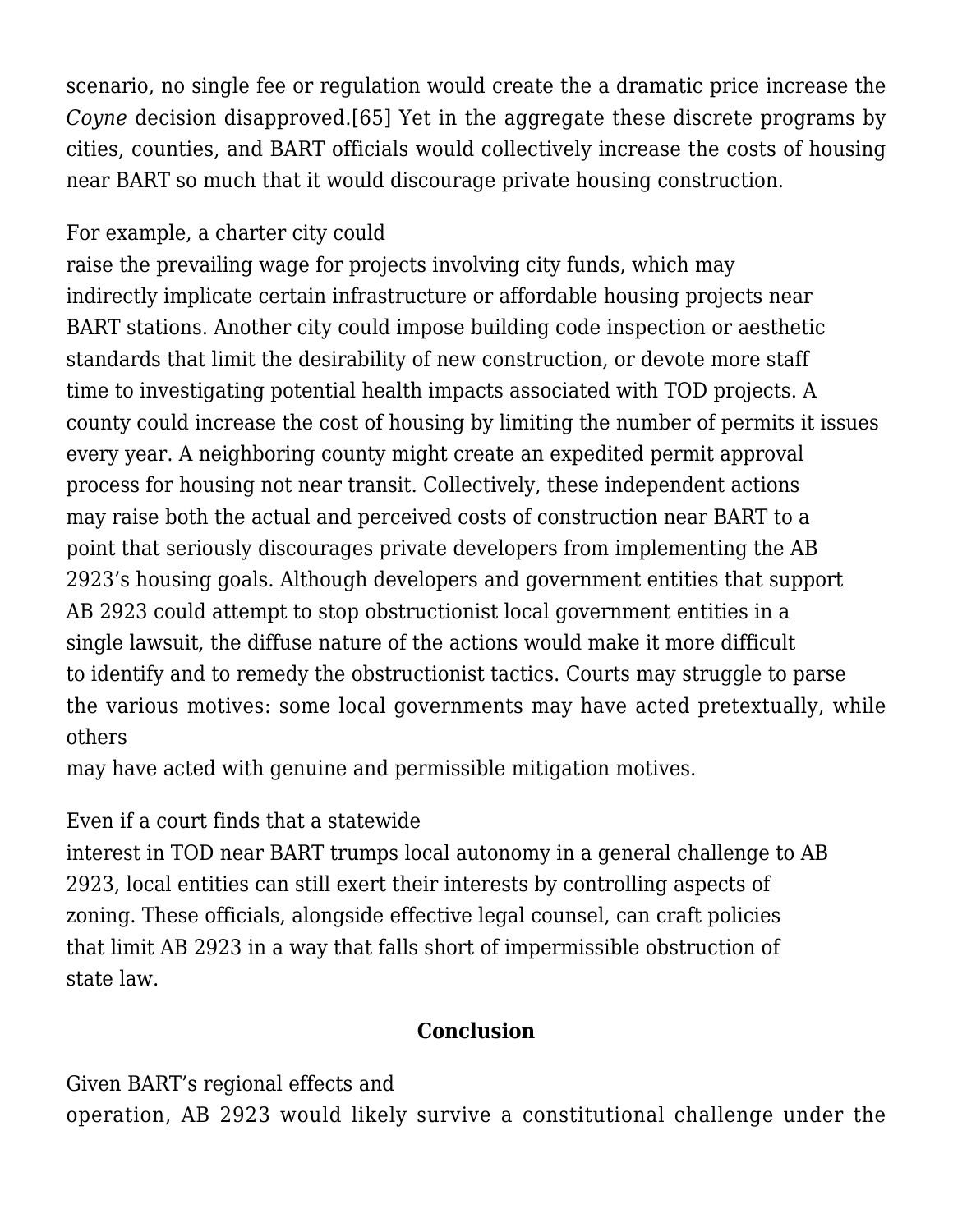scenario, no single fee or regulation would create the a dramatic price increase the *Coyne* decision disapproved.[65] Yet in the aggregate these discrete programs by cities, counties, and BART officials would collectively increase the costs of housing near BART so much that it would discourage private housing construction.

For example, a charter city could raise the prevailing wage for projects involving city funds, which may indirectly implicate certain infrastructure or affordable housing projects near BART stations. Another city could impose building code inspection or aesthetic standards that limit the desirability of new construction, or devote more staff time to investigating potential health impacts associated with TOD projects. A county could increase the cost of housing by limiting the number of permits it issues every year. A neighboring county might create an expedited permit approval process for housing not near transit. Collectively, these independent actions may raise both the actual and perceived costs of construction near BART to a point that seriously discourages private developers from implementing the AB 2923's housing goals. Although developers and government entities that support AB 2923 could attempt to stop obstructionist local government entities in a single lawsuit, the diffuse nature of the actions would make it more difficult to identify and to remedy the obstructionist tactics. Courts may struggle to parse the various motives: some local governments may have acted pretextually, while others may have acted with genuine and permissible mitigation motives.

Even if a court finds that a statewide interest in TOD near BART trumps local autonomy in a general challenge to AB 2923, local entities can still exert their interests by controlling aspects of zoning. These officials, alongside effective legal counsel, can craft policies that limit AB 2923 in a way that falls short of impermissible obstruction of state law.

## Conclusion

Given BART's regional effects and operation, AB 2923 would likely survive a constitutional challenge under the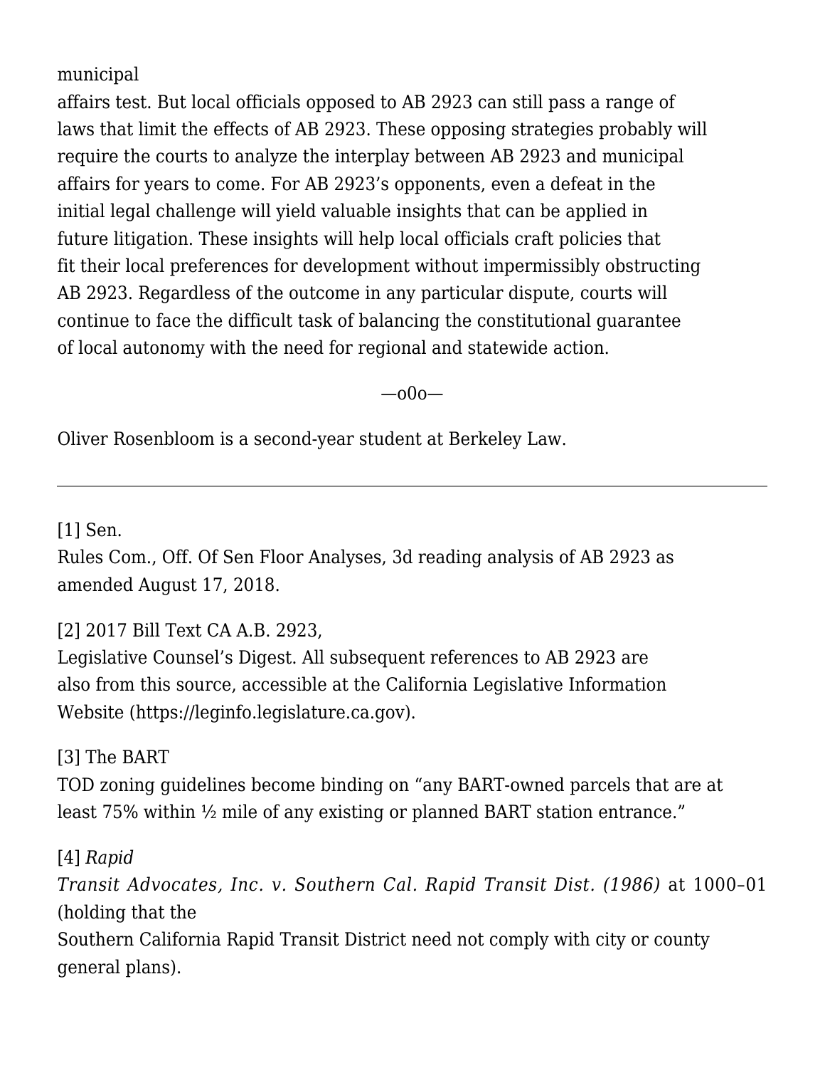municipal affairs test. But local officials opposed to AB 2923 can still pass a range of laws that limit the effects of AB 2923. These opposing strategies probably will require the courts to analyze the interplay between AB 2923 and municipal affairs for years to come. For AB 2923's opponents, even a defeat in the initial legal challenge will yield valuable insights that can be applied in future litigation. These insights will help local officials craft policies that fit their local preferences for development without impermissibly obstructing AB 2923. Regardless of the outcome in any particular dispute, courts will continue to face the difficult task of balancing the constitutional guarantee of local autonomy with the need for regional and statewide action.

—o0o—

Oliver Rosenbloom is a second-year student at Berkeley Law.

---

[1] Sen. Rules Com., Off. Of Sen Floor Analyses, 3d reading analysis of AB 2923 as amended August 17, 2018.

[2] 2017 Bill Text CA A.B. 2923, Legislative Counsel's Digest. All subsequent references to AB 2923 are also from this source, accessible at the California Legislative Information Website (https://leginfo.legislature.ca.gov).

[3] The BART TOD zoning guidelines become binding on "any BART-owned parcels that are at least 75% within ½ mile of any existing or planned BART station entrance."

[4] *Rapid Transit Advocates, Inc. v. Southern Cal. Rapid Transit Dist. (1986)* at 1000–01 (holding that the Southern California Rapid Transit District need not comply with city or county general plans).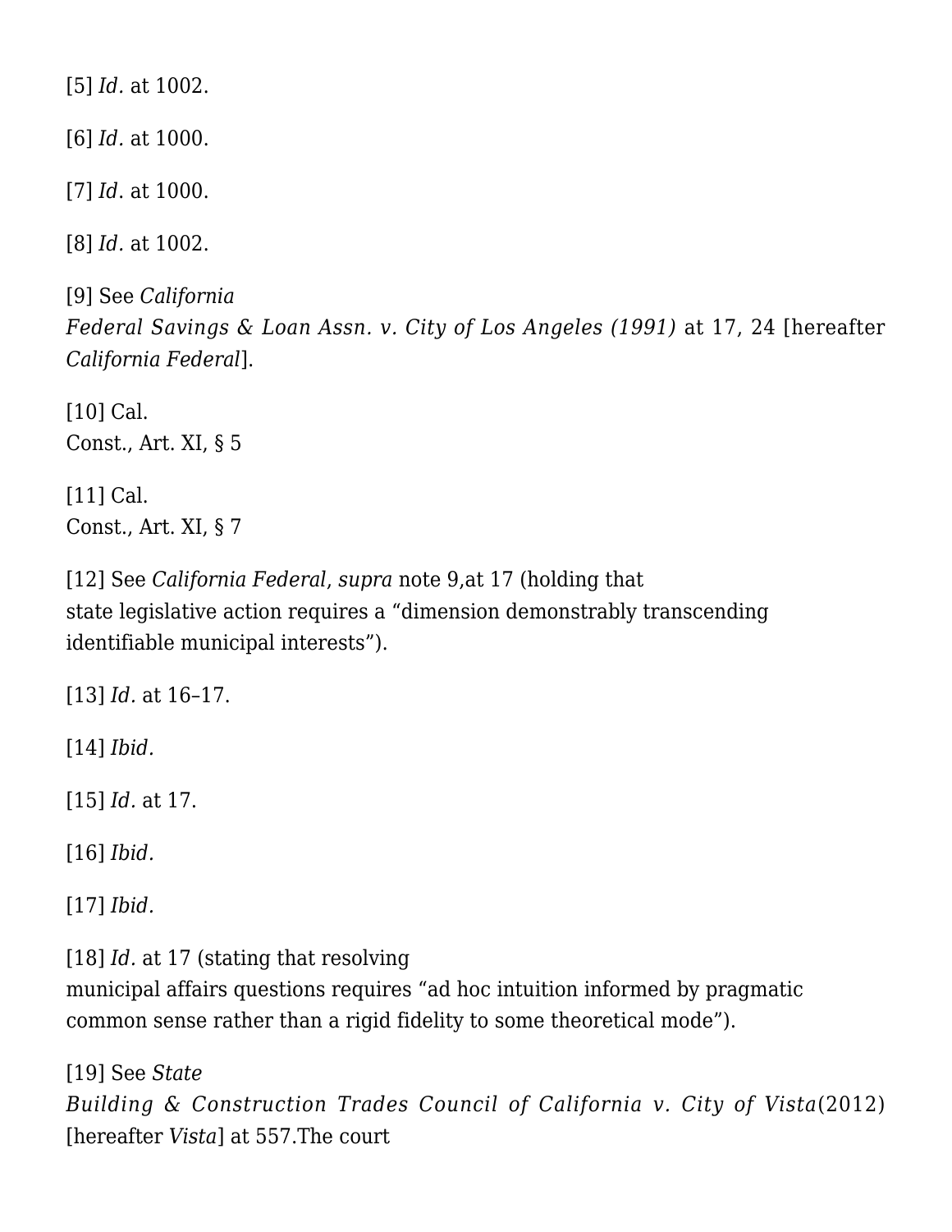[5] *Id.* at 1002.

[6] *Id.* at 1000.

[7] *Id*. at 1000.

[8] *Id.* at 1002.

[9] See *California Federal Savings & Loan Assn. v. City of Los Angeles (1991)* at 17, 24 [hereafter *California Federal*].

[10] Cal. Const., Art. XI, § 5

[11] Cal. Const., Art. XI, § 7

[12] See *California Federal*, *supra* note 9,at 17 (holding that state legislative action requires a "dimension demonstrably transcending identifiable municipal interests").

[13] *Id.* at 16–17.

[14] *Ibid.*

[15] *Id.* at 17.

[16] *Ibid.*

[17] *Ibid.*

[18] *Id.* at 17 (stating that resolving municipal affairs questions requires "ad hoc intuition informed by pragmatic common sense rather than a rigid fidelity to some theoretical mode").

[19] See *State Building & Construction Trades Council of California v. City of Vista*(2012) [hereafter *Vista*] at 557.The court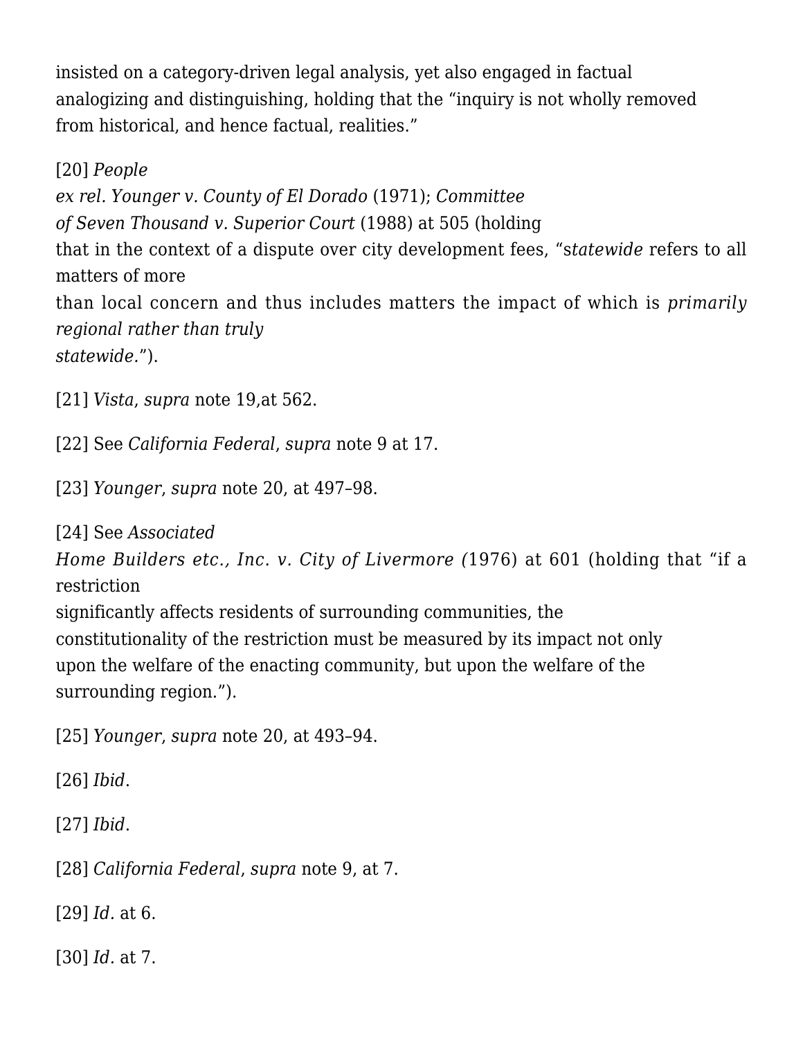insisted on a category-driven legal analysis, yet also engaged in factual analogizing and distinguishing, holding that the "inquiry is not wholly removed from historical, and hence factual, realities."

[20] *People ex rel. Younger v. County of El Dorado* (1971); *Committee of Seven Thousand v. Superior Court* (1988) at 505 (holding that in the context of a dispute over city development fees, "s*tatewide* refers to all matters of more than local concern and thus includes matters the impact of which is *primarily regional rather than truly statewide*.").

[21] *Vista*, *supra* note 19,at 562.

[22] See *California Federal*, *supra* note 9 at 17.

[23] *Younger*, *supra* note 20, at 497–98.

[24] See *Associated Home Builders etc., Inc. v. City of Livermore (*1976) at 601 (holding that "if a restriction significantly affects residents of surrounding communities, the constitutionality of the restriction must be measured by its impact not only upon the welfare of the enacting community, but upon the welfare of the surrounding region.").

[25] *Younger*, *supra* note 20, at 493–94.

[26] *Ibid*.

[27] *Ibid*.

[28] *California Federal*, *supra* note 9, at 7.

[29] *Id.* at 6.

[30] *Id.* at 7.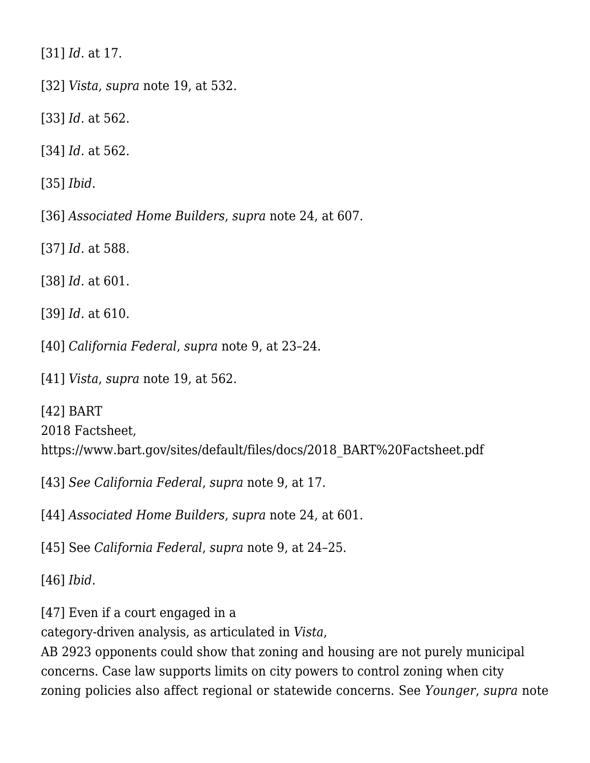[31] *Id.* at 17.

[32] *Vista*, *supra* note 19, at 532.

[33] *Id.* at 562.

[34] *Id.* at 562.

[35] *Ibid*.

[36] *Associated Home Builders*, *supra* note 24, at 607.

[37] *Id.* at 588.

[38] *Id.* at 601.

[39] *Id.* at 610.

[40] *California Federal*, *supra* note 9, at 23–24.

[41] *Vista*, *supra* note 19, at 562.

[42] BART 2018 Factsheet, https://www.bart.gov/sites/default/files/docs/2018_BART%20Factsheet.pdf

[43] *See California Federal*, *supra* note 9, at 17.

[44] *Associated Home Builders*, *supra* note 24, at 601.

[45] See *California Federal*, *supra* note 9, at 24–25.

[46] *Ibid*.

[47] Even if a court engaged in a category-driven analysis, as articulated in *Vista*, AB 2923 opponents could show that zoning and housing are not purely municipal concerns. Case law supports limits on city powers to control zoning when city zoning policies also affect regional or statewide concerns. See *Younger*, *supra* note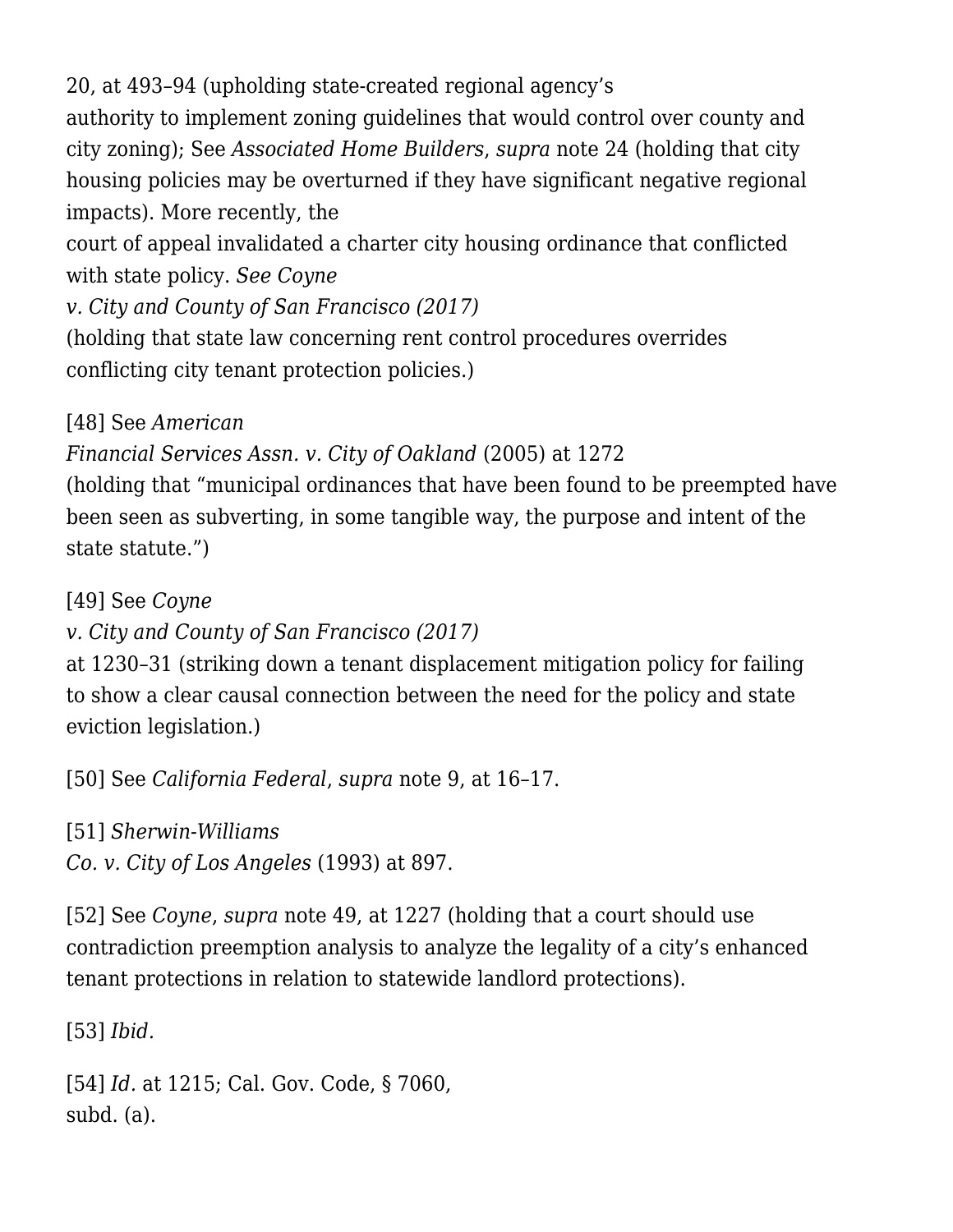20, at 493–94 (upholding state-created regional agency's authority to implement zoning guidelines that would control over county and city zoning); See *Associated Home Builders*, *supra* note 24 (holding that city housing policies may be overturned if they have significant negative regional impacts). More recently, the court of appeal invalidated a charter city housing ordinance that conflicted with state policy. *See Coyne v. City and County of San Francisco (2017)* (holding that state law concerning rent control procedures overrides conflicting city tenant protection policies.)

[48] See *American Financial Services Assn. v. City of Oakland* (2005) at 1272 (holding that "municipal ordinances that have been found to be preempted have been seen as subverting, in some tangible way, the purpose and intent of the state statute.")

[49] See *Coyne v. City and County of San Francisco (2017)* at 1230–31 (striking down a tenant displacement mitigation policy for failing to show a clear causal connection between the need for the policy and state eviction legislation.)

[50] See *California Federal*, *supra* note 9, at 16–17.

[51] *Sherwin-Williams Co. v. City of Los Angeles* (1993) at 897.

[52] See *Coyne*, *supra* note 49, at 1227 (holding that a court should use contradiction preemption analysis to analyze the legality of a city's enhanced tenant protections in relation to statewide landlord protections).

[53] *Ibid.*

[54] *Id.* at 1215; Cal. Gov. Code, § 7060, subd. (a).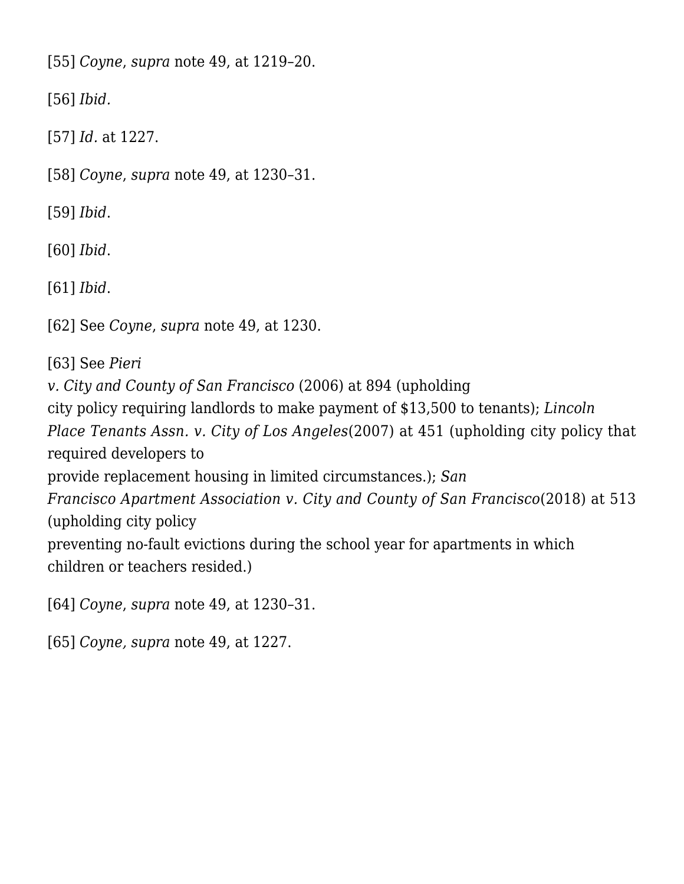[55] *Coyne*, *supra* note 49, at 1219–20.

[56] *Ibid.*

[57] *Id.* at 1227.

[58] *Coyne*, *supra* note 49, at 1230–31.

[59] *Ibid*.

[60] *Ibid*.

[61] *Ibid*.

[62] See *Coyne*, *supra* note 49, at 1230.

[63] See *Pieri v. City and County of San Francisco* (2006) at 894 (upholding city policy requiring landlords to make payment of $13,500 to tenants); *Lincoln Place Tenants Assn. v. City of Los Angeles*(2007) at 451 (upholding city policy that required developers to provide replacement housing in limited circumstances.); *San Francisco Apartment Association v. City and County of San Francisco*(2018) at 513 (upholding city policy preventing no-fault evictions during the school year for apartments in which children or teachers resided.)

[64] *Coyne*, *supra* note 49, at 1230–31.

[65] *Coyne, supra* note 49, at 1227.